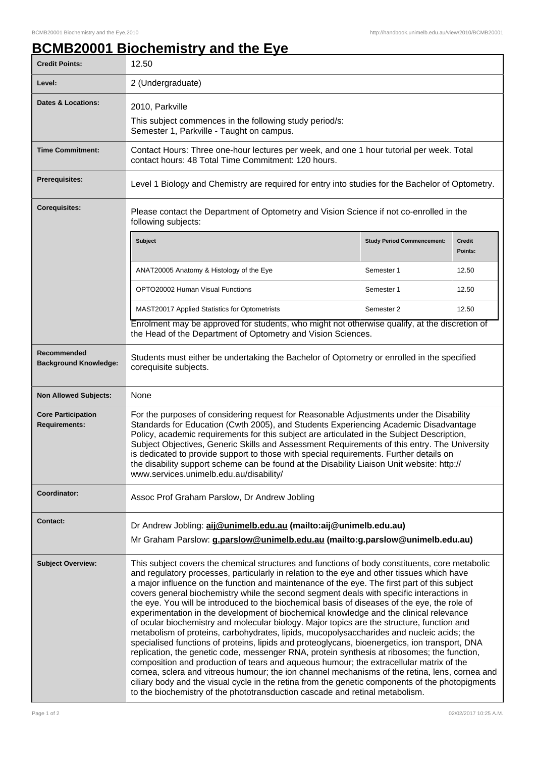# BCMB20001 Biochemistry and the Eye

| | |
|---|---|
| **Credit Points:** | 12.50 |
| **Level:** | 2 (Undergraduate) |
| **Dates & Locations:** | 2010, Parkville<br>This subject commences in the following study period/s:<br>Semester 1, Parkville - Taught on campus. |
| **Time Commitment:** | Contact Hours: Three one-hour lectures per week, and one 1 hour tutorial per week. Total contact hours: 48 Total Time Commitment: 120 hours. |
| **Prerequisites:** | Level 1 Biology and Chemistry are required for entry into studies for the Bachelor of Optometry. |
| **Corequisites:** | Please contact the Department of Optometry and Vision Science if not co-enrolled in the following subjects: |

| Subject | Study Period Commencement: | Credit Points: |
|---|---|---|
| ANAT20005 Anatomy & Histology of the Eye | Semester 1 | 12.50 |
| OPTO20002 Human Visual Functions | Semester 1 | 12.50 |
| MAST20017 Applied Statistics for Optometrists | Semester 2 | 12.50 |

Enrolment may be approved for students, who might not otherwise qualify, at the discretion of the Head of the Department of Optometry and Vision Sciences.

| | |
|---|---|
| **Recommended Background Knowledge:** | Students must either be undertaking the Bachelor of Optometry or enrolled in the specified corequisite subjects. |
| **Non Allowed Subjects:** | None |
| **Core Participation Requirements:** | For the purposes of considering request for Reasonable Adjustments under the Disability Standards for Education (Cwth 2005), and Students Experiencing Academic Disadvantage Policy, academic requirements for this subject are articulated in the Subject Description, Subject Objectives, Generic Skills and Assessment Requirements of this entry. The University is dedicated to provide support to those with special requirements. Further details on the disability support scheme can be found at the Disability Liaison Unit website: http://www.services.unimelb.edu.au/disability/ |
| **Coordinator:** | Assoc Prof Graham Parslow, Dr Andrew Jobling |
| **Contact:** | Dr Andrew Jobling: **aij@unimelb.edu.au (mailto:aij@unimelb.edu.au)**<br>Mr Graham Parslow: **g.parslow@unimelb.edu.au (mailto:g.parslow@unimelb.edu.au)** |
| **Subject Overview:** | This subject covers the chemical structures and functions of body constituents, core metabolic and regulatory processes, particularly in relation to the eye and other tissues which have a major influence on the function and maintenance of the eye. The first part of this subject covers general biochemistry while the second segment deals with specific interactions in the eye. You will be introduced to the biochemical basis of diseases of the eye, the role of experimentation in the development of biochemical knowledge and the clinical relevance of ocular biochemistry and molecular biology. Major topics are the structure, function and metabolism of proteins, carbohydrates, lipids, mucopolysaccharides and nucleic acids; the specialised functions of proteins, lipids and proteoglycans, bioenergetics, ion transport, DNA replication, the genetic code, messenger RNA, protein synthesis at ribosomes; the function, composition and production of tears and aqueous humour; the extracellular matrix of the cornea, sclera and vitreous humour; the ion channel mechanisms of the retina, lens, cornea and ciliary body and the visual cycle in the retina from the genetic components of the photopigments to the biochemistry of the phototransduction cascade and retinal metabolism. |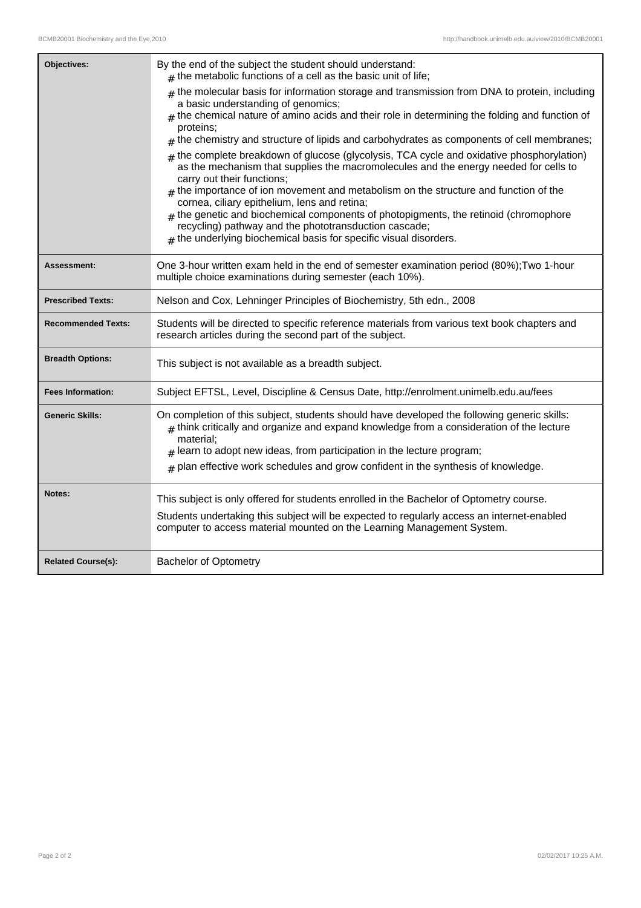| | |
|---|---|
| **Objectives:** | By the end of the subject the student should understand:<br># the metabolic functions of a cell as the basic unit of life;<br># the molecular basis for information storage and transmission from DNA to protein, including a basic understanding of genomics;<br># the chemical nature of amino acids and their role in determining the folding and function of proteins;<br># the chemistry and structure of lipids and carbohydrates as components of cell membranes;<br># the complete breakdown of glucose (glycolysis, TCA cycle and oxidative phosphorylation) as the mechanism that supplies the macromolecules and the energy needed for cells to carry out their functions;<br># the importance of ion movement and metabolism on the structure and function of the cornea, ciliary epithelium, lens and retina;<br># the genetic and biochemical components of photopigments, the retinoid (chromophore recycling) pathway and the phototransduction cascade;<br># the underlying biochemical basis for specific visual disorders. |
| **Assessment:** | One 3-hour written exam held in the end of semester examination period (80%);Two 1-hour multiple choice examinations during semester (each 10%). |
| **Prescribed Texts:** | Nelson and Cox, Lehninger Principles of Biochemistry, 5th edn., 2008 |
| **Recommended Texts:** | Students will be directed to specific reference materials from various text book chapters and research articles during the second part of the subject. |
| **Breadth Options:** | This subject is not available as a breadth subject. |
| **Fees Information:** | Subject EFTSL, Level, Discipline & Census Date, http://enrolment.unimelb.edu.au/fees |
| **Generic Skills:** | On completion of this subject, students should have developed the following generic skills:<br># think critically and organize and expand knowledge from a consideration of the lecture material;<br># learn to adopt new ideas, from participation in the lecture program;<br># plan effective work schedules and grow confident in the synthesis of knowledge. |
| **Notes:** | This subject is only offered for students enrolled in the Bachelor of Optometry course.<br>Students undertaking this subject will be expected to regularly access an internet-enabled computer to access material mounted on the Learning Management System. |
| **Related Course(s):** | Bachelor of Optometry |